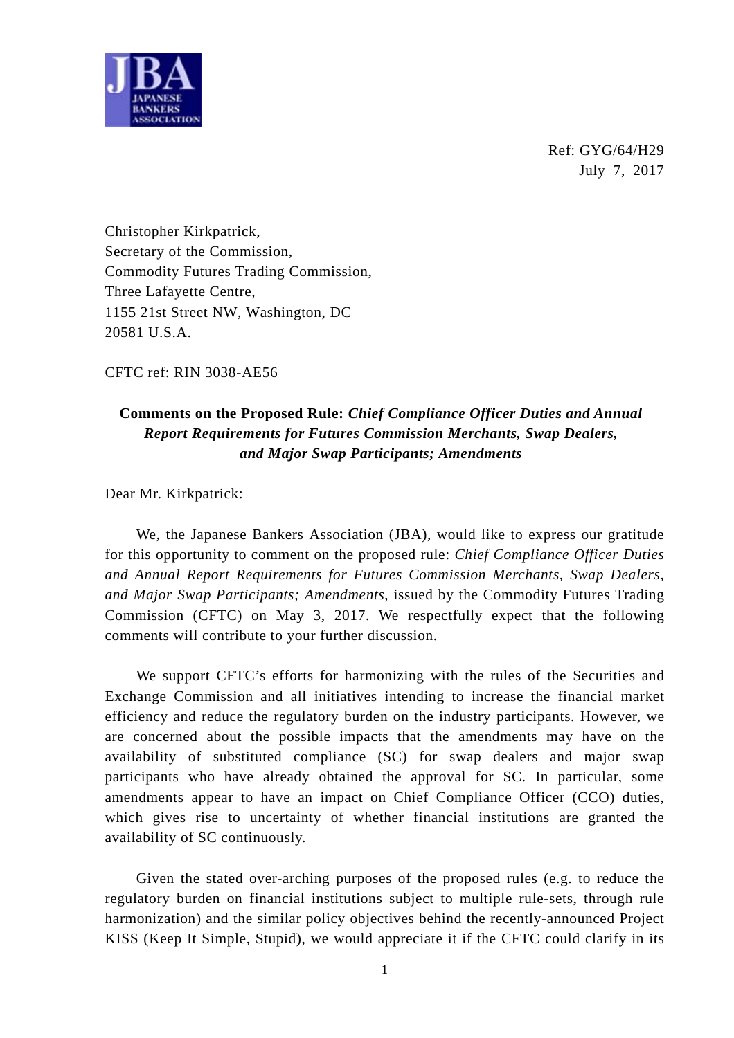JBA
JAPANESE
BANKERS
ASSOCIATION

Ref: GYG/64/H29
July 7, 2017

Christopher Kirkpatrick,
Secretary of the Commission,
Commodity Futures Trading Commission,
Three Lafayette Centre,
1155 21st Street NW, Washington, DC
20581 U.S.A.

CFTC ref: RIN 3038-AE56

**Comments on the Proposed Rule:** ***Chief Compliance Officer Duties and Annual Report Requirements for Futures Commission Merchants, Swap Dealers, and Major Swap Participants; Amendments***

Dear Mr. Kirkpatrick:

We, the Japanese Bankers Association (JBA), would like to express our gratitude for this opportunity to comment on the proposed rule: *Chief Compliance Officer Duties and Annual Report Requirements for Futures Commission Merchants, Swap Dealers, and Major Swap Participants; Amendments*, issued by the Commodity Futures Trading Commission (CFTC) on May 3, 2017. We respectfully expect that the following comments will contribute to your further discussion.

We support CFTC's efforts for harmonizing with the rules of the Securities and Exchange Commission and all initiatives intending to increase the financial market efficiency and reduce the regulatory burden on the industry participants. However, we are concerned about the possible impacts that the amendments may have on the availability of substituted compliance (SC) for swap dealers and major swap participants who have already obtained the approval for SC. In particular, some amendments appear to have an impact on Chief Compliance Officer (CCO) duties, which gives rise to uncertainty of whether financial institutions are granted the availability of SC continuously.

Given the stated over-arching purposes of the proposed rules (e.g. to reduce the regulatory burden on financial institutions subject to multiple rule-sets, through rule harmonization) and the similar policy objectives behind the recently-announced Project KISS (Keep It Simple, Stupid), we would appreciate it if the CFTC could clarify in its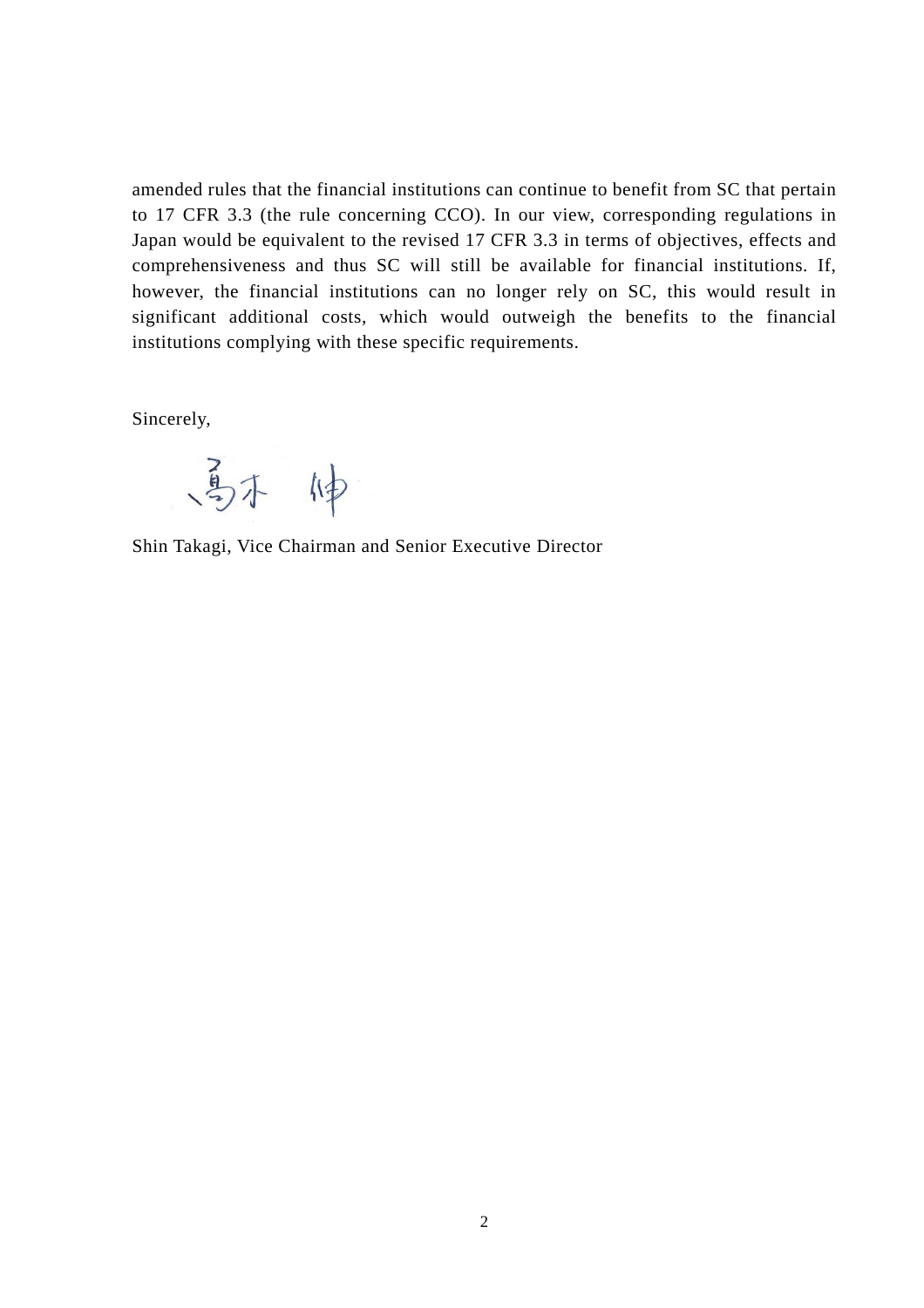amended rules that the financial institutions can continue to benefit from SC that pertain to 17 CFR 3.3 (the rule concerning CCO). In our view, corresponding regulations in Japan would be equivalent to the revised 17 CFR 3.3 in terms of objectives, effects and comprehensiveness and thus SC will still be available for financial institutions. If, however, the financial institutions can no longer rely on SC, this would result in significant additional costs, which would outweigh the benefits to the financial institutions complying with these specific requirements.

Sincerely,

髙木 伸

Shin Takagi, Vice Chairman and Senior Executive Director